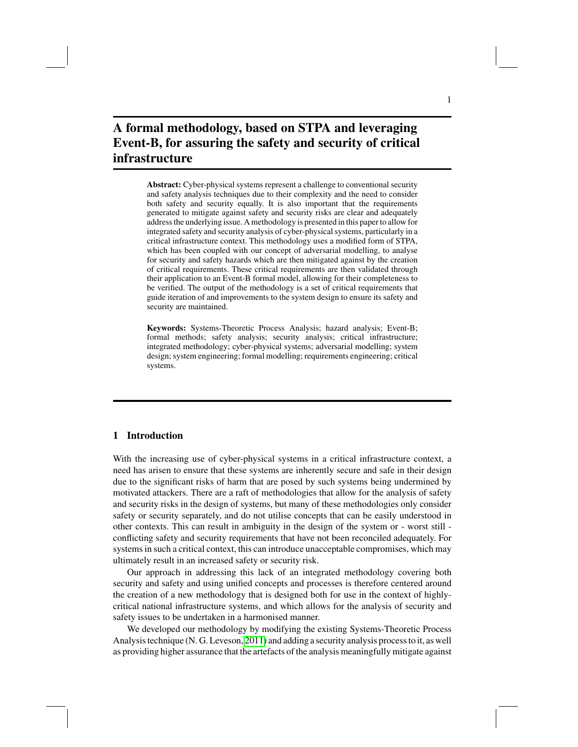# A formal methodology, based on STPA and leveraging Event-B, for assuring the safety and security of critical infrastructure

**Abstract:** Cyber-physical systems represent a challenge to conventional security and safety analysis techniques due to their complexity and the need to consider both safety and security equally. It is also important that the requirements generated to mitigate against safety and security risks are clear and adequately address the underlying issue. A methodology is presented in this paper to allow for integrated safety and security analysis of cyber-physical systems, particularly in a critical infrastructure context. This methodology uses a modified form of STPA, which has been coupled with our concept of adversarial modelling, to analyse for security and safety hazards which are then mitigated against by the creation of critical requirements. These critical requirements are then validated through their application to an Event-B formal model, allowing for their completeness to be verified. The output of the methodology is a set of critical requirements that guide iteration of and improvements to the system design to ensure its safety and security are maintained.

**Keywords:** Systems-Theoretic Process Analysis; hazard analysis; Event-B; formal methods; safety analysis; security analysis; critical infrastructure; integrated methodology; cyber-physical systems; adversarial modelling; system design; system engineering; formal modelling; requirements engineering; critical systems.

## 1 Introduction

With the increasing use of cyber-physical systems in a critical infrastructure context, a need has arisen to ensure that these systems are inherently secure and safe in their design due to the significant risks of harm that are posed by such systems being undermined by motivated attackers. There are a raft of methodologies that allow for the analysis of safety and security risks in the design of systems, but many of these methodologies only consider safety or security separately, and do not utilise concepts that can be easily understood in other contexts. This can result in ambiguity in the design of the system or - worst still - conflicting safety and security requirements that have not been reconciled adequately. For systems in such a critical context, this can introduce unacceptable compromises, which may ultimately result in an increased safety or security risk.

Our approach in addressing this lack of an integrated methodology covering both security and safety and using unified concepts and processes is therefore centered around the creation of a new methodology that is designed both for use in the context of highly-critical national infrastructure systems, and which allows for the analysis of security and safety issues to be undertaken in a harmonised manner.

We developed our methodology by modifying the existing Systems-Theoretic Process Analysis technique (N. G. Leveson, 2011) and adding a security analysis process to it, as well as providing higher assurance that the artefacts of the analysis meaningfully mitigate against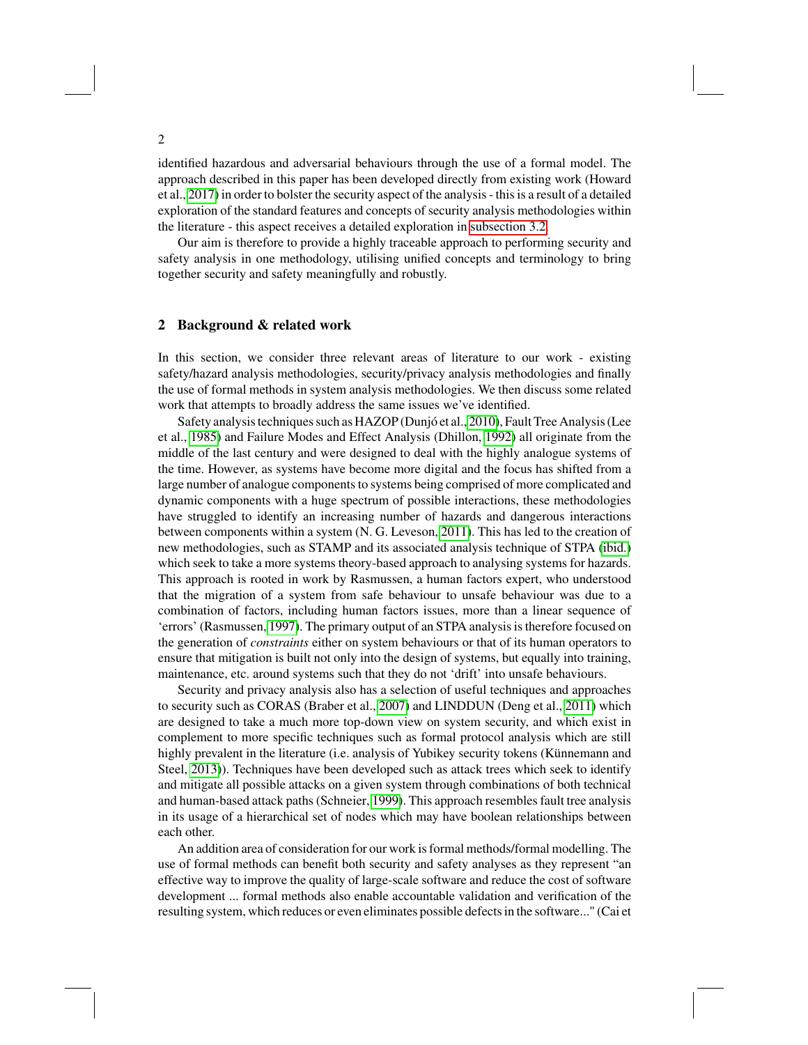identified hazardous and adversarial behaviours through the use of a formal model. The approach described in this paper has been developed directly from existing work (Howard et al., 2017) in order to bolster the security aspect of the analysis - this is a result of a detailed exploration of the standard features and concepts of security analysis methodologies within the literature - this aspect receives a detailed exploration in subsection 3.2.

Our aim is therefore to provide a highly traceable approach to performing security and safety analysis in one methodology, utilising unified concepts and terminology to bring together security and safety meaningfully and robustly.

## 2 Background & related work

In this section, we consider three relevant areas of literature to our work - existing safety/hazard analysis methodologies, security/privacy analysis methodologies and finally the use of formal methods in system analysis methodologies. We then discuss some related work that attempts to broadly address the same issues we've identified.

Safety analysis techniques such as HAZOP (Dunjó et al., 2010), Fault Tree Analysis (Lee et al., 1985) and Failure Modes and Effect Analysis (Dhillon, 1992) all originate from the middle of the last century and were designed to deal with the highly analogue systems of the time. However, as systems have become more digital and the focus has shifted from a large number of analogue components to systems being comprised of more complicated and dynamic components with a huge spectrum of possible interactions, these methodologies have struggled to identify an increasing number of hazards and dangerous interactions between components within a system (N. G. Leveson, 2011). This has led to the creation of new methodologies, such as STAMP and its associated analysis technique of STPA (ibid.) which seek to take a more systems theory-based approach to analysing systems for hazards. This approach is rooted in work by Rasmussen, a human factors expert, who understood that the migration of a system from safe behaviour to unsafe behaviour was due to a combination of factors, including human factors issues, more than a linear sequence of 'errors' (Rasmussen, 1997). The primary output of an STPA analysis is therefore focused on the generation of *constraints* either on system behaviours or that of its human operators to ensure that mitigation is built not only into the design of systems, but equally into training, maintenance, etc. around systems such that they do not 'drift' into unsafe behaviours.

Security and privacy analysis also has a selection of useful techniques and approaches to security such as CORAS (Braber et al., 2007) and LINDDUN (Deng et al., 2011) which are designed to take a much more top-down view on system security, and which exist in complement to more specific techniques such as formal protocol analysis which are still highly prevalent in the literature (i.e. analysis of Yubikey security tokens (Künnemann and Steel, 2013)). Techniques have been developed such as attack trees which seek to identify and mitigate all possible attacks on a given system through combinations of both technical and human-based attack paths (Schneier, 1999). This approach resembles fault tree analysis in its usage of a hierarchical set of nodes which may have boolean relationships between each other.

An addition area of consideration for our work is formal methods/formal modelling. The use of formal methods can benefit both security and safety analyses as they represent "an effective way to improve the quality of large-scale software and reduce the cost of software development ... formal methods also enable accountable validation and verification of the resulting system, which reduces or even eliminates possible defects in the software..." (Cai et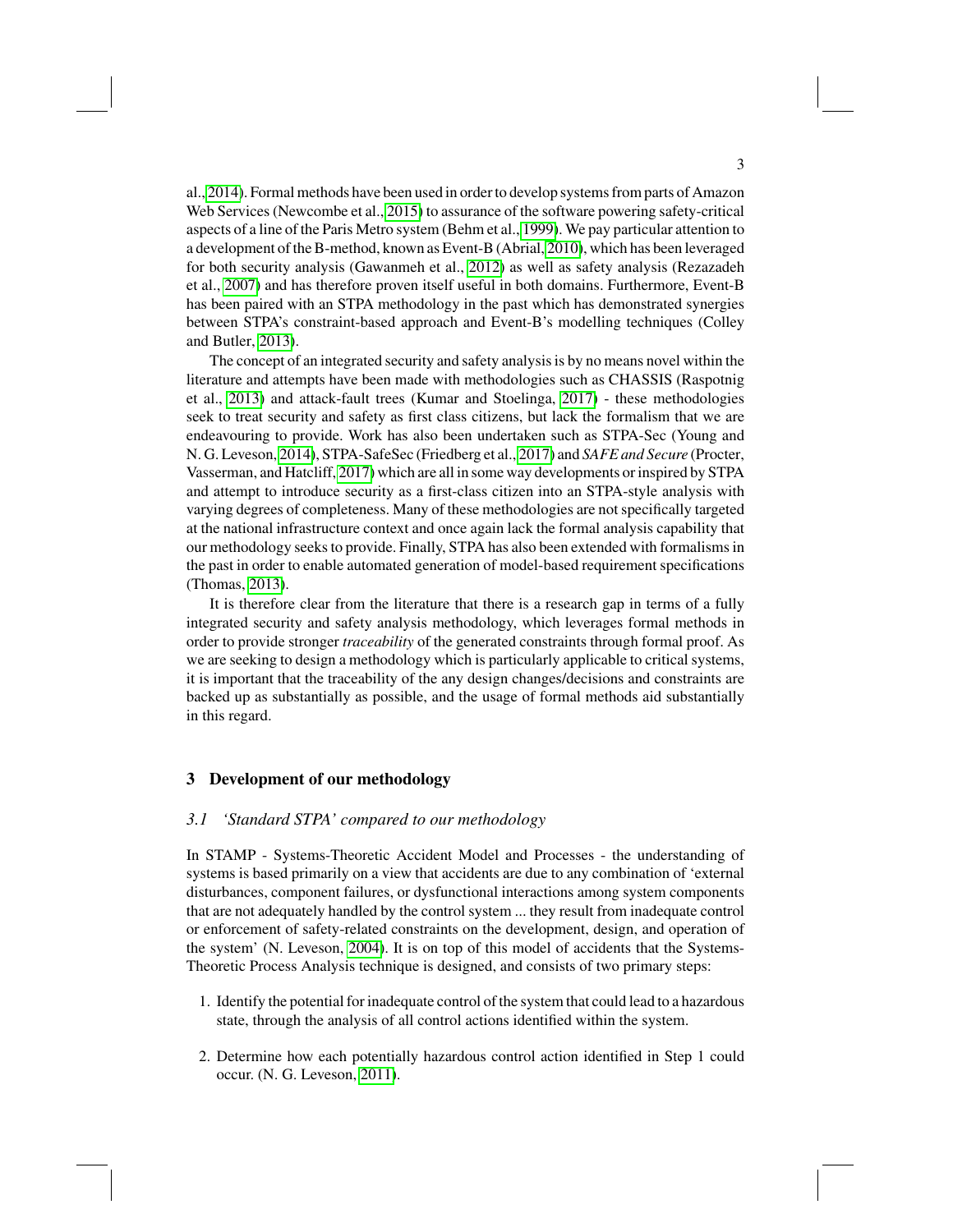al., 2014). Formal methods have been used in order to develop systems from parts of Amazon Web Services (Newcombe et al., 2015) to assurance of the software powering safety-critical aspects of a line of the Paris Metro system (Behm et al., 1999). We pay particular attention to a development of the B-method, known as Event-B (Abrial, 2010), which has been leveraged for both security analysis (Gawanmeh et al., 2012) as well as safety analysis (Rezazadeh et al., 2007) and has therefore proven itself useful in both domains. Furthermore, Event-B has been paired with an STPA methodology in the past which has demonstrated synergies between STPA's constraint-based approach and Event-B's modelling techniques (Colley and Butler, 2013).

The concept of an integrated security and safety analysis is by no means novel within the literature and attempts have been made with methodologies such as CHASSIS (Raspotnig et al., 2013) and attack-fault trees (Kumar and Stoelinga, 2017) - these methodologies seek to treat security and safety as first class citizens, but lack the formalism that we are endeavouring to provide. Work has also been undertaken such as STPA-Sec (Young and N. G. Leveson, 2014), STPA-SafeSec (Friedberg et al., 2017) and *SAFE and Secure* (Procter, Vasserman, and Hatcliff, 2017) which are all in some way developments or inspired by STPA and attempt to introduce security as a first-class citizen into an STPA-style analysis with varying degrees of completeness. Many of these methodologies are not specifically targeted at the national infrastructure context and once again lack the formal analysis capability that our methodology seeks to provide. Finally, STPA has also been extended with formalisms in the past in order to enable automated generation of model-based requirement specifications (Thomas, 2013).

It is therefore clear from the literature that there is a research gap in terms of a fully integrated security and safety analysis methodology, which leverages formal methods in order to provide stronger *traceability* of the generated constraints through formal proof. As we are seeking to design a methodology which is particularly applicable to critical systems, it is important that the traceability of the any design changes/decisions and constraints are backed up as substantially as possible, and the usage of formal methods aid substantially in this regard.

## 3 Development of our methodology

### *3.1 'Standard STPA' compared to our methodology*

In STAMP - Systems-Theoretic Accident Model and Processes - the understanding of systems is based primarily on a view that accidents are due to any combination of 'external disturbances, component failures, or dysfunctional interactions among system components that are not adequately handled by the control system ... they result from inadequate control or enforcement of safety-related constraints on the development, design, and operation of the system' (N. Leveson, 2004). It is on top of this model of accidents that the Systems-Theoretic Process Analysis technique is designed, and consists of two primary steps:

1. Identify the potential for inadequate control of the system that could lead to a hazardous state, through the analysis of all control actions identified within the system.
2. Determine how each potentially hazardous control action identified in Step 1 could occur. (N. G. Leveson, 2011).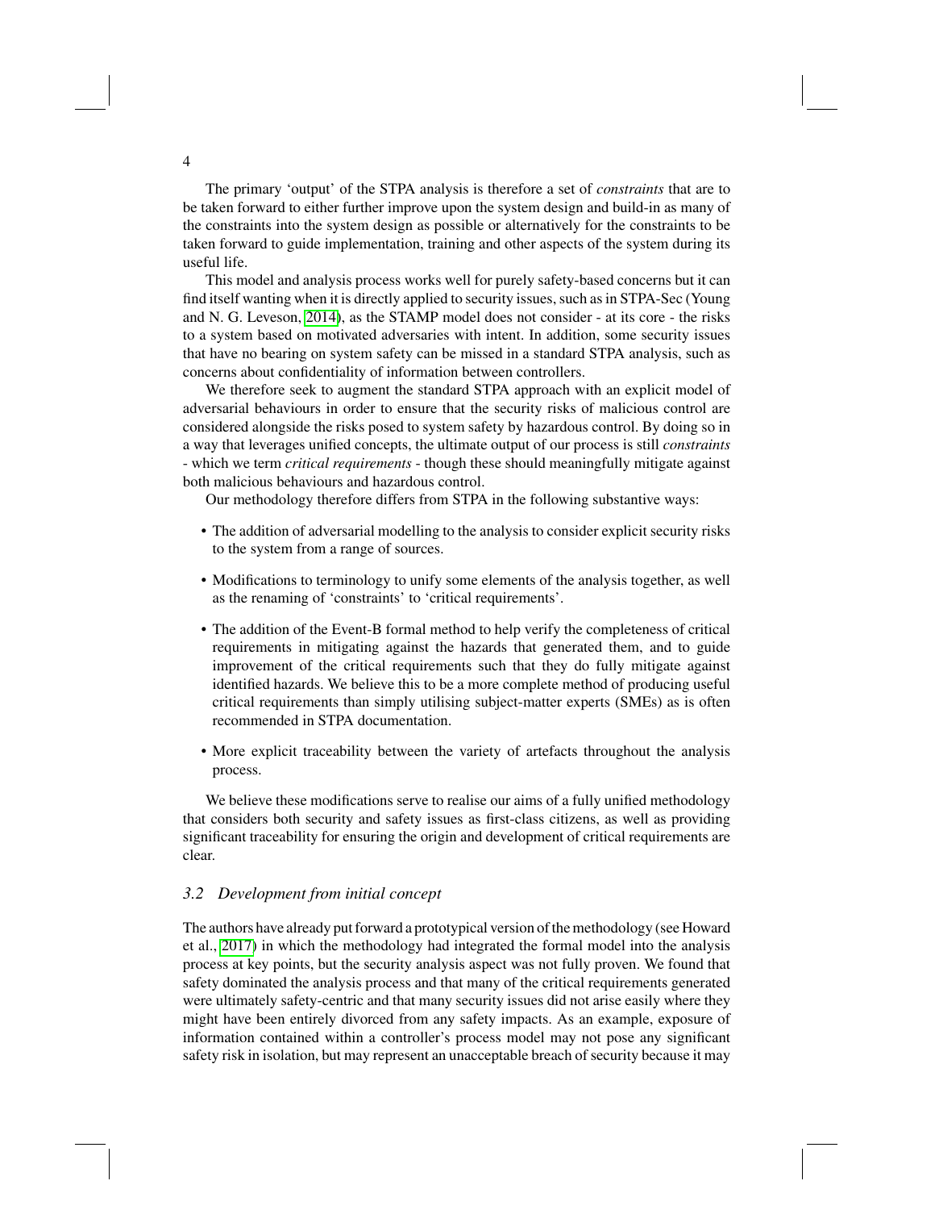The primary 'output' of the STPA analysis is therefore a set of *constraints* that are to be taken forward to either further improve upon the system design and build-in as many of the constraints into the system design as possible or alternatively for the constraints to be taken forward to guide implementation, training and other aspects of the system during its useful life.

This model and analysis process works well for purely safety-based concerns but it can find itself wanting when it is directly applied to security issues, such as in STPA-Sec (Young and N. G. Leveson, 2014), as the STAMP model does not consider - at its core - the risks to a system based on motivated adversaries with intent. In addition, some security issues that have no bearing on system safety can be missed in a standard STPA analysis, such as concerns about confidentiality of information between controllers.

We therefore seek to augment the standard STPA approach with an explicit model of adversarial behaviours in order to ensure that the security risks of malicious control are considered alongside the risks posed to system safety by hazardous control. By doing so in a way that leverages unified concepts, the ultimate output of our process is still *constraints* - which we term *critical requirements* - though these should meaningfully mitigate against both malicious behaviours and hazardous control.

Our methodology therefore differs from STPA in the following substantive ways:

- The addition of adversarial modelling to the analysis to consider explicit security risks to the system from a range of sources.
- Modifications to terminology to unify some elements of the analysis together, as well as the renaming of 'constraints' to 'critical requirements'.
- The addition of the Event-B formal method to help verify the completeness of critical requirements in mitigating against the hazards that generated them, and to guide improvement of the critical requirements such that they do fully mitigate against identified hazards. We believe this to be a more complete method of producing useful critical requirements than simply utilising subject-matter experts (SMEs) as is often recommended in STPA documentation.
- More explicit traceability between the variety of artefacts throughout the analysis process.

We believe these modifications serve to realise our aims of a fully unified methodology that considers both security and safety issues as first-class citizens, as well as providing significant traceability for ensuring the origin and development of critical requirements are clear.

### *3.2 Development from initial concept*

The authors have already put forward a prototypical version of the methodology (see Howard et al., 2017) in which the methodology had integrated the formal model into the analysis process at key points, but the security analysis aspect was not fully proven. We found that safety dominated the analysis process and that many of the critical requirements generated were ultimately safety-centric and that many security issues did not arise easily where they might have been entirely divorced from any safety impacts. As an example, exposure of information contained within a controller's process model may not pose any significant safety risk in isolation, but may represent an unacceptable breach of security because it may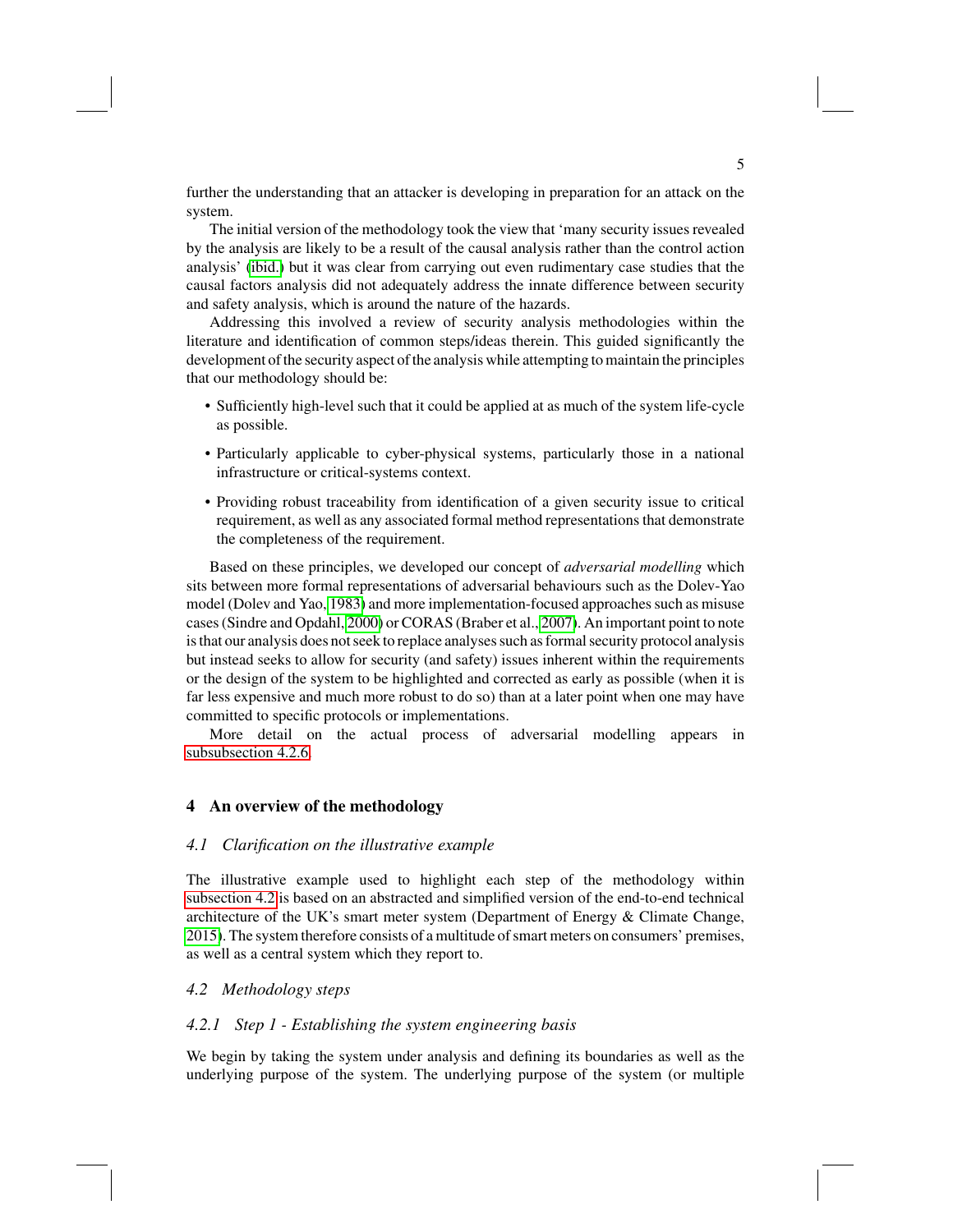further the understanding that an attacker is developing in preparation for an attack on the system.

The initial version of the methodology took the view that 'many security issues revealed by the analysis are likely to be a result of the causal analysis rather than the control action analysis' (ibid.) but it was clear from carrying out even rudimentary case studies that the causal factors analysis did not adequately address the innate difference between security and safety analysis, which is around the nature of the hazards.

Addressing this involved a review of security analysis methodologies within the literature and identification of common steps/ideas therein. This guided significantly the development of the security aspect of the analysis while attempting to maintain the principles that our methodology should be:

- Sufficiently high-level such that it could be applied at as much of the system life-cycle as possible.
- Particularly applicable to cyber-physical systems, particularly those in a national infrastructure or critical-systems context.
- Providing robust traceability from identification of a given security issue to critical requirement, as well as any associated formal method representations that demonstrate the completeness of the requirement.

Based on these principles, we developed our concept of *adversarial modelling* which sits between more formal representations of adversarial behaviours such as the Dolev-Yao model (Dolev and Yao, 1983) and more implementation-focused approaches such as misuse cases (Sindre and Opdahl, 2000) or CORAS (Braber et al., 2007). An important point to note is that our analysis does not seek to replace analyses such as formal security protocol analysis but instead seeks to allow for security (and safety) issues inherent within the requirements or the design of the system to be highlighted and corrected as early as possible (when it is far less expensive and much more robust to do so) than at a later point when one may have committed to specific protocols or implementations.

More detail on the actual process of adversarial modelling appears in subsubsection 4.2.6.

## 4 An overview of the methodology

### 4.1 Clarification on the illustrative example

The illustrative example used to highlight each step of the methodology within subsection 4.2 is based on an abstracted and simplified version of the end-to-end technical architecture of the UK's smart meter system (Department of Energy & Climate Change, 2015). The system therefore consists of a multitude of smart meters on consumers' premises, as well as a central system which they report to.

### 4.2 Methodology steps

#### 4.2.1 Step 1 - Establishing the system engineering basis

We begin by taking the system under analysis and defining its boundaries as well as the underlying purpose of the system. The underlying purpose of the system (or multiple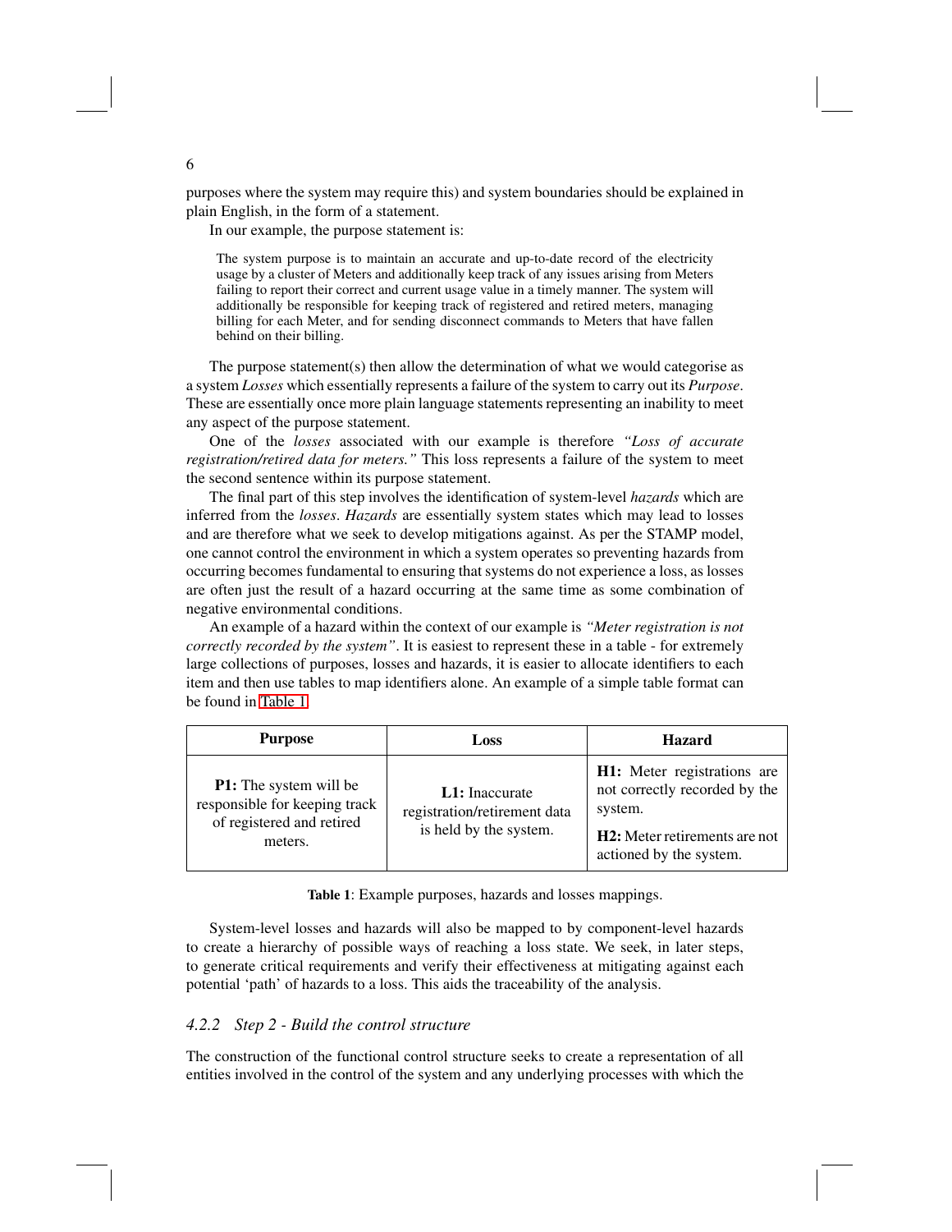purposes where the system may require this) and system boundaries should be explained in plain English, in the form of a statement.

In our example, the purpose statement is:

> The system purpose is to maintain an accurate and up-to-date record of the electricity usage by a cluster of Meters and additionally keep track of any issues arising from Meters failing to report their correct and current usage value in a timely manner. The system will additionally be responsible for keeping track of registered and retired meters, managing billing for each Meter, and for sending disconnect commands to Meters that have fallen behind on their billing.

The purpose statement(s) then allow the determination of what we would categorise as a system *Losses* which essentially represents a failure of the system to carry out its *Purpose*. These are essentially once more plain language statements representing an inability to meet any aspect of the purpose statement.

One of the *losses* associated with our example is therefore *"Loss of accurate registration/retired data for meters."* This loss represents a failure of the system to meet the second sentence within its purpose statement.

The final part of this step involves the identification of system-level *hazards* which are inferred from the *losses*. *Hazards* are essentially system states which may lead to losses and are therefore what we seek to develop mitigations against. As per the STAMP model, one cannot control the environment in which a system operates so preventing hazards from occurring becomes fundamental to ensuring that systems do not experience a loss, as losses are often just the result of a hazard occurring at the same time as some combination of negative environmental conditions.

An example of a hazard within the context of our example is *"Meter registration is not correctly recorded by the system"*. It is easiest to represent these in a table - for extremely large collections of purposes, losses and hazards, it is easier to allocate identifiers to each item and then use tables to map identifiers alone. An example of a simple table format can be found in Table 1.

| Purpose | Loss | Hazard |
|---|---|---|
| **P1:** The system will be responsible for keeping track of registered and retired meters. | **L1:** Inaccurate registration/retirement data is held by the system. | **H1:** Meter registrations are not correctly recorded by the system. **H2:** Meter retirements are not actioned by the system. |

**Table 1**: Example purposes, hazards and losses mappings.

System-level losses and hazards will also be mapped to by component-level hazards to create a hierarchy of possible ways of reaching a loss state. We seek, in later steps, to generate critical requirements and verify their effectiveness at mitigating against each potential 'path' of hazards to a loss. This aids the traceability of the analysis.

### *4.2.2 Step 2 - Build the control structure*

The construction of the functional control structure seeks to create a representation of all entities involved in the control of the system and any underlying processes with which the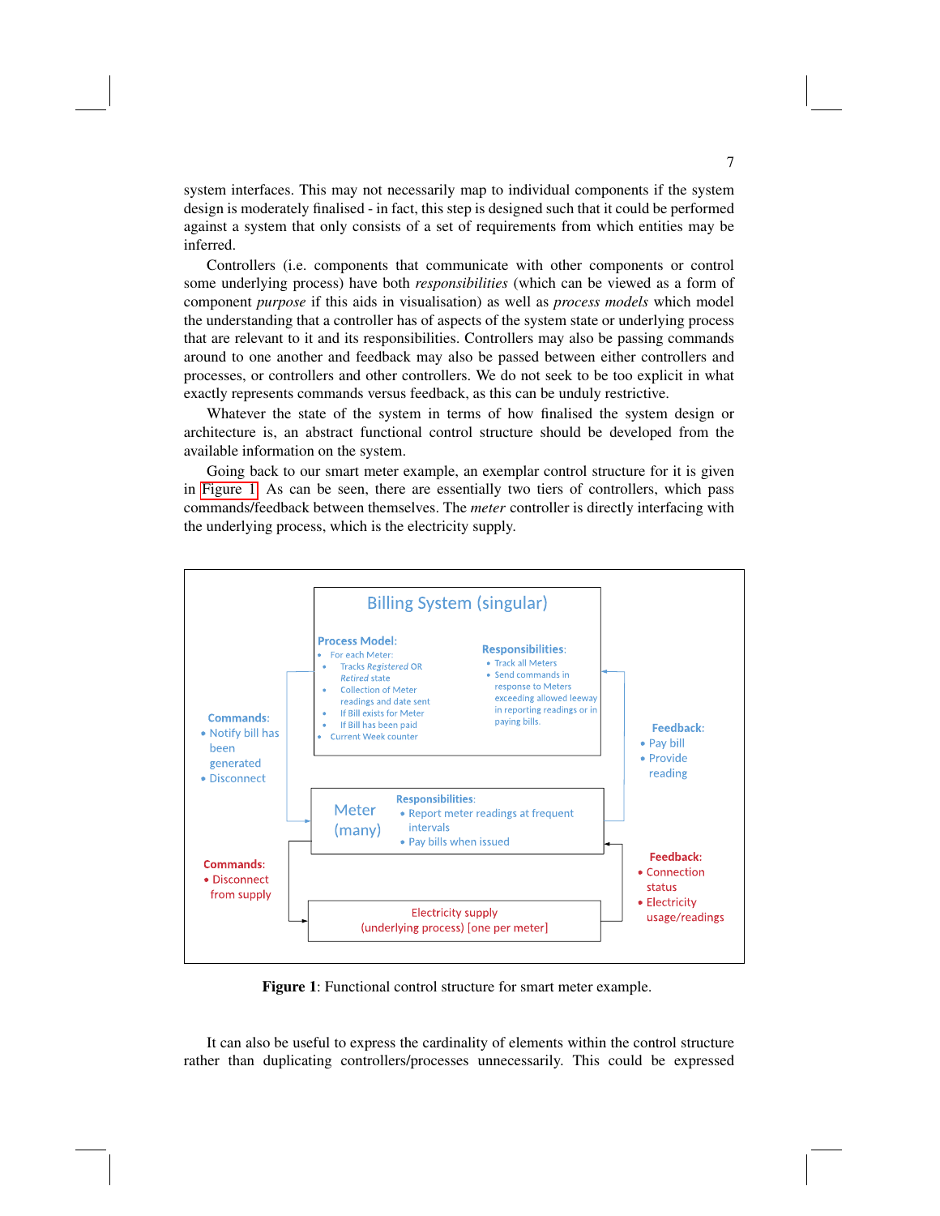system interfaces. This may not necessarily map to individual components if the system design is moderately finalised - in fact, this step is designed such that it could be performed against a system that only consists of a set of requirements from which entities may be inferred.

Controllers (i.e. components that communicate with other components or control some underlying process) have both *responsibilities* (which can be viewed as a form of component *purpose* if this aids in visualisation) as well as *process models* which model the understanding that a controller has of aspects of the system state or underlying process that are relevant to it and its responsibilities. Controllers may also be passing commands around to one another and feedback may also be passed between either controllers and processes, or controllers and other controllers. We do not seek to be too explicit in what exactly represents commands versus feedback, as this can be unduly restrictive.

Whatever the state of the system in terms of how finalised the system design or architecture is, an abstract functional control structure should be developed from the available information on the system.

Going back to our smart meter example, an exemplar control structure for it is given in Figure 1. As can be seen, there are essentially two tiers of controllers, which pass commands/feedback between themselves. The *meter* controller is directly interfacing with the underlying process, which is the electricity supply.

**Billing System (singular)**

Process Model:
- For each Meter:
  - Tracks *Registered* OR *Retired* state
  - Collection of Meter readings and date sent
  - If Bill exists for Meter
  - If Bill has been paid
- Current Week counter

Responsibilities:
- Track all Meters
- Send commands in response to Meters exceeding allowed leeway in reporting readings or in paying bills.

Commands (Billing System → Meter):
- Notify bill has been generated
- Disconnect

Feedback (Meter → Billing System):
- Pay bill
- Provide reading

**Meter (many)**

Responsibilities:
- Report meter readings at frequent intervals
- Pay bills when issued

Commands (Meter → Electricity supply):
- Disconnect from supply

Feedback (Electricity supply → Meter):
- Connection status
- Electricity usage/readings

**Electricity supply (underlying process) [one per meter]**

**Figure 1**: Functional control structure for smart meter example.

It can also be useful to express the cardinality of elements within the control structure rather than duplicating controllers/processes unnecessarily. This could be expressed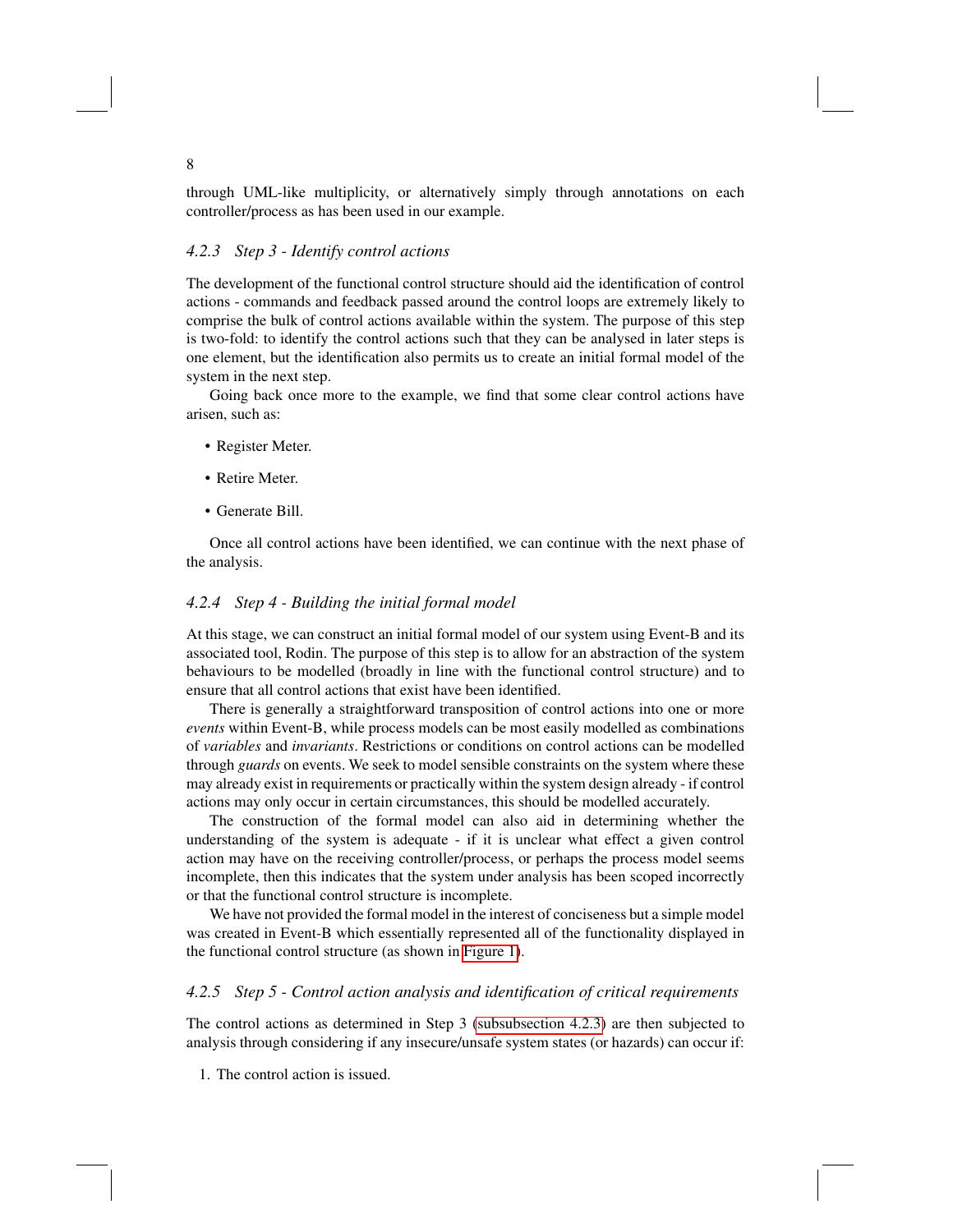through UML-like multiplicity, or alternatively simply through annotations on each controller/process as has been used in our example.

#### *4.2.3 Step 3 - Identify control actions*

The development of the functional control structure should aid the identification of control actions - commands and feedback passed around the control loops are extremely likely to comprise the bulk of control actions available within the system. The purpose of this step is two-fold: to identify the control actions such that they can be analysed in later steps is one element, but the identification also permits us to create an initial formal model of the system in the next step.

Going back once more to the example, we find that some clear control actions have arisen, such as:

- Register Meter.
- Retire Meter.
- Generate Bill.

Once all control actions have been identified, we can continue with the next phase of the analysis.

#### *4.2.4 Step 4 - Building the initial formal model*

At this stage, we can construct an initial formal model of our system using Event-B and its associated tool, Rodin. The purpose of this step is to allow for an abstraction of the system behaviours to be modelled (broadly in line with the functional control structure) and to ensure that all control actions that exist have been identified.

There is generally a straightforward transposition of control actions into one or more *events* within Event-B, while process models can be most easily modelled as combinations of *variables* and *invariants*. Restrictions or conditions on control actions can be modelled through *guards* on events. We seek to model sensible constraints on the system where these may already exist in requirements or practically within the system design already - if control actions may only occur in certain circumstances, this should be modelled accurately.

The construction of the formal model can also aid in determining whether the understanding of the system is adequate - if it is unclear what effect a given control action may have on the receiving controller/process, or perhaps the process model seems incomplete, then this indicates that the system under analysis has been scoped incorrectly or that the functional control structure is incomplete.

We have not provided the formal model in the interest of conciseness but a simple model was created in Event-B which essentially represented all of the functionality displayed in the functional control structure (as shown in Figure 1).

#### *4.2.5 Step 5 - Control action analysis and identification of critical requirements*

The control actions as determined in Step 3 (subsubsection 4.2.3) are then subjected to analysis through considering if any insecure/unsafe system states (or hazards) can occur if:

1. The control action is issued.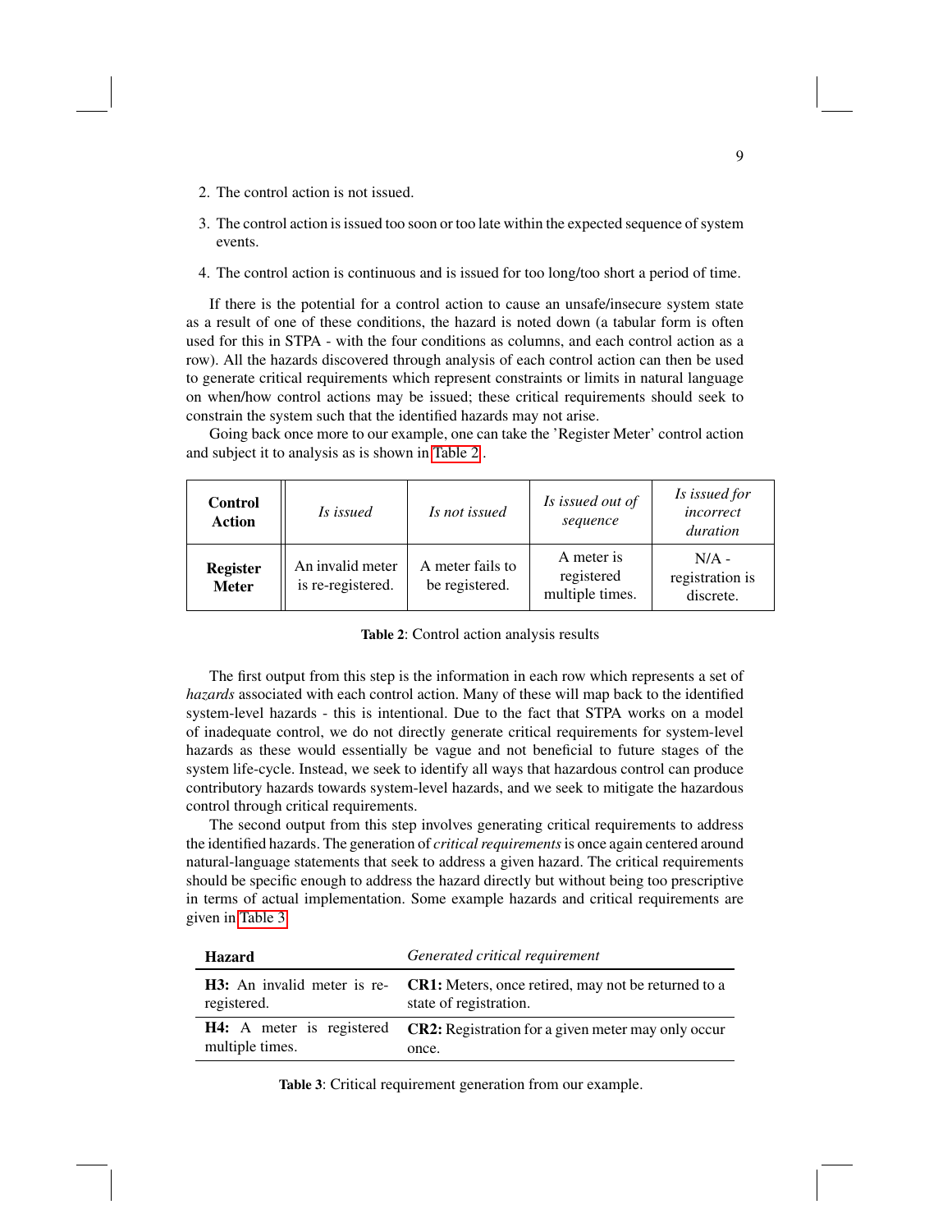2. The control action is not issued.
3. The control action is issued too soon or too late within the expected sequence of system events.
4. The control action is continuous and is issued for too long/too short a period of time.

If there is the potential for a control action to cause an unsafe/insecure system state as a result of one of these conditions, the hazard is noted down (a tabular form is often used for this in STPA - with the four conditions as columns, and each control action as a row). All the hazards discovered through analysis of each control action can then be used to generate critical requirements which represent constraints or limits in natural language on when/how control actions may be issued; these critical requirements should seek to constrain the system such that the identified hazards may not arise.

Going back once more to our example, one can take the 'Register Meter' control action and subject it to analysis as is shown in Table 2.

| **Control Action** | *Is issued* | *Is not issued* | *Is issued out of sequence* | *Is issued for incorrect duration* |
|---|---|---|---|---|
| **Register Meter** | An invalid meter is re-registered. | A meter fails to be registered. | A meter is registered multiple times. | N/A - registration is discrete. |

**Table 2**: Control action analysis results

The first output from this step is the information in each row which represents a set of *hazards* associated with each control action. Many of these will map back to the identified system-level hazards - this is intentional. Due to the fact that STPA works on a model of inadequate control, we do not directly generate critical requirements for system-level hazards as these would essentially be vague and not beneficial to future stages of the system life-cycle. Instead, we seek to identify all ways that hazardous control can produce contributory hazards towards system-level hazards, and we seek to mitigate the hazardous control through critical requirements.

The second output from this step involves generating critical requirements to address the identified hazards. The generation of *critical requirements* is once again centered around natural-language statements that seek to address a given hazard. The critical requirements should be specific enough to address the hazard directly but without being too prescriptive in terms of actual implementation. Some example hazards and critical requirements are given in Table 3.

| **Hazard** | *Generated critical requirement* |
|---|---|
| **H3:** An invalid meter is re-registered. | **CR1:** Meters, once retired, may not be returned to a state of registration. |
| **H4:** A meter is registered multiple times. | **CR2:** Registration for a given meter may only occur once. |

**Table 3**: Critical requirement generation from our example.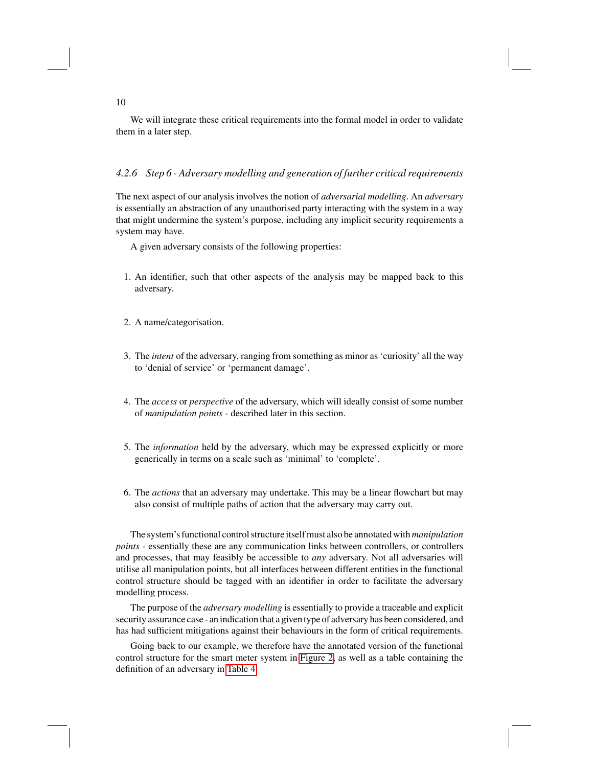We will integrate these critical requirements into the formal model in order to validate them in a later step.

#### 4.2.6 Step 6 - Adversary modelling and generation of further critical requirements

The next aspect of our analysis involves the notion of *adversarial modelling*. An *adversary* is essentially an abstraction of any unauthorised party interacting with the system in a way that might undermine the system's purpose, including any implicit security requirements a system may have.

A given adversary consists of the following properties:

1. An identifier, such that other aspects of the analysis may be mapped back to this adversary.
2. A name/categorisation.
3. The *intent* of the adversary, ranging from something as minor as 'curiosity' all the way to 'denial of service' or 'permanent damage'.
4. The *access* or *perspective* of the adversary, which will ideally consist of some number of *manipulation points* - described later in this section.
5. The *information* held by the adversary, which may be expressed explicitly or more generically in terms on a scale such as 'minimal' to 'complete'.
6. The *actions* that an adversary may undertake. This may be a linear flowchart but may also consist of multiple paths of action that the adversary may carry out.

The system's functional control structure itself must also be annotated with *manipulation points* - essentially these are any communication links between controllers, or controllers and processes, that may feasibly be accessible to *any* adversary. Not all adversaries will utilise all manipulation points, but all interfaces between different entities in the functional control structure should be tagged with an identifier in order to facilitate the adversary modelling process.

The purpose of the *adversary modelling* is essentially to provide a traceable and explicit security assurance case - an indication that a given type of adversary has been considered, and has had sufficient mitigations against their behaviours in the form of critical requirements.

Going back to our example, we therefore have the annotated version of the functional control structure for the smart meter system in Figure 2, as well as a table containing the definition of an adversary in Table 4.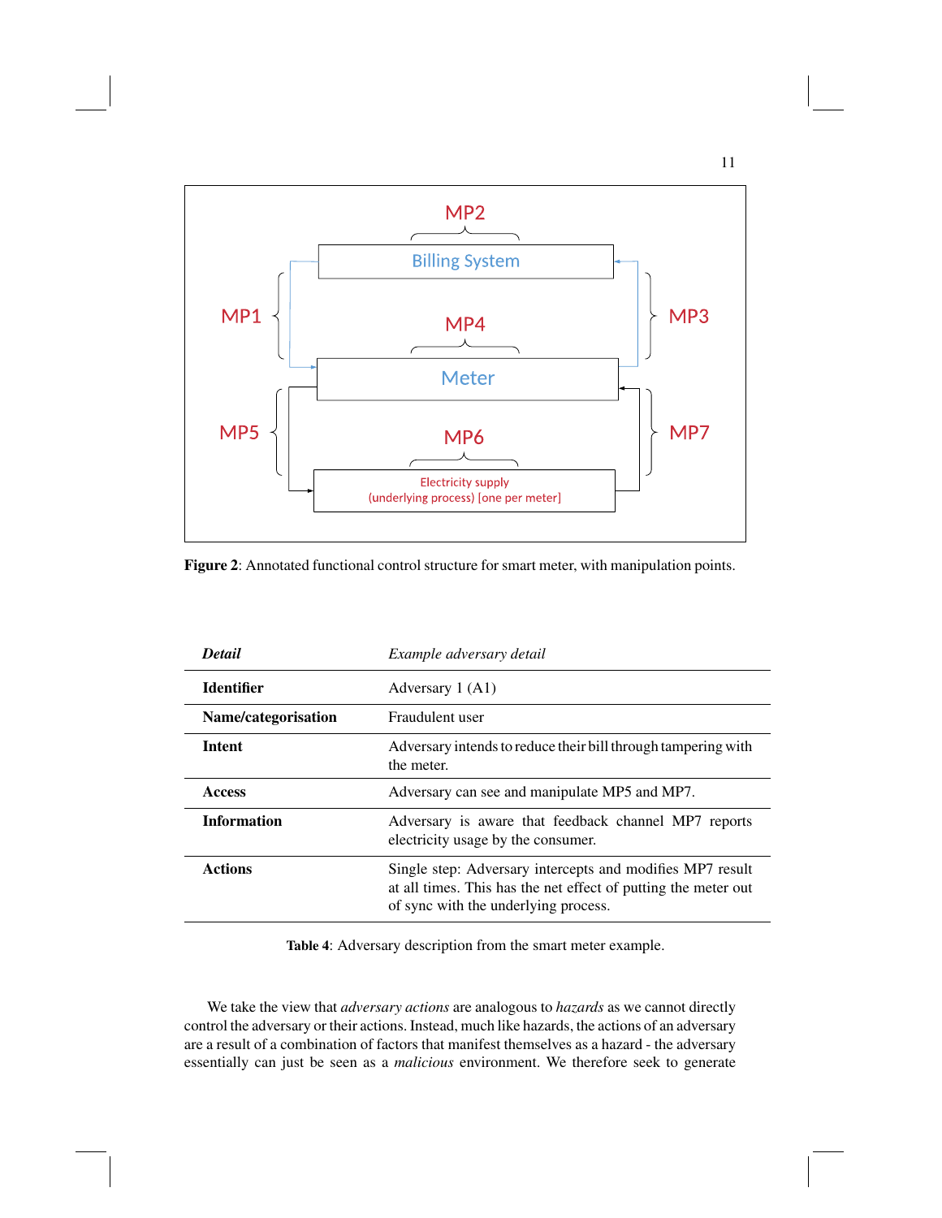**Figure 2**: Annotated functional control structure for smart meter, with manipulation points.

| *Detail* | *Example adversary detail* |
|---|---|
| **Identifier** | Adversary 1 (A1) |
| **Name/categorisation** | Fraudulent user |
| **Intent** | Adversary intends to reduce their bill through tampering with the meter. |
| **Access** | Adversary can see and manipulate MP5 and MP7. |
| **Information** | Adversary is aware that feedback channel MP7 reports electricity usage by the consumer. |
| **Actions** | Single step: Adversary intercepts and modifies MP7 result at all times. This has the net effect of putting the meter out of sync with the underlying process. |

**Table 4**: Adversary description from the smart meter example.

We take the view that *adversary actions* are analogous to *hazards* as we cannot directly control the adversary or their actions. Instead, much like hazards, the actions of an adversary are a result of a combination of factors that manifest themselves as a hazard - the adversary essentially can just be seen as a *malicious* environment. We therefore seek to generate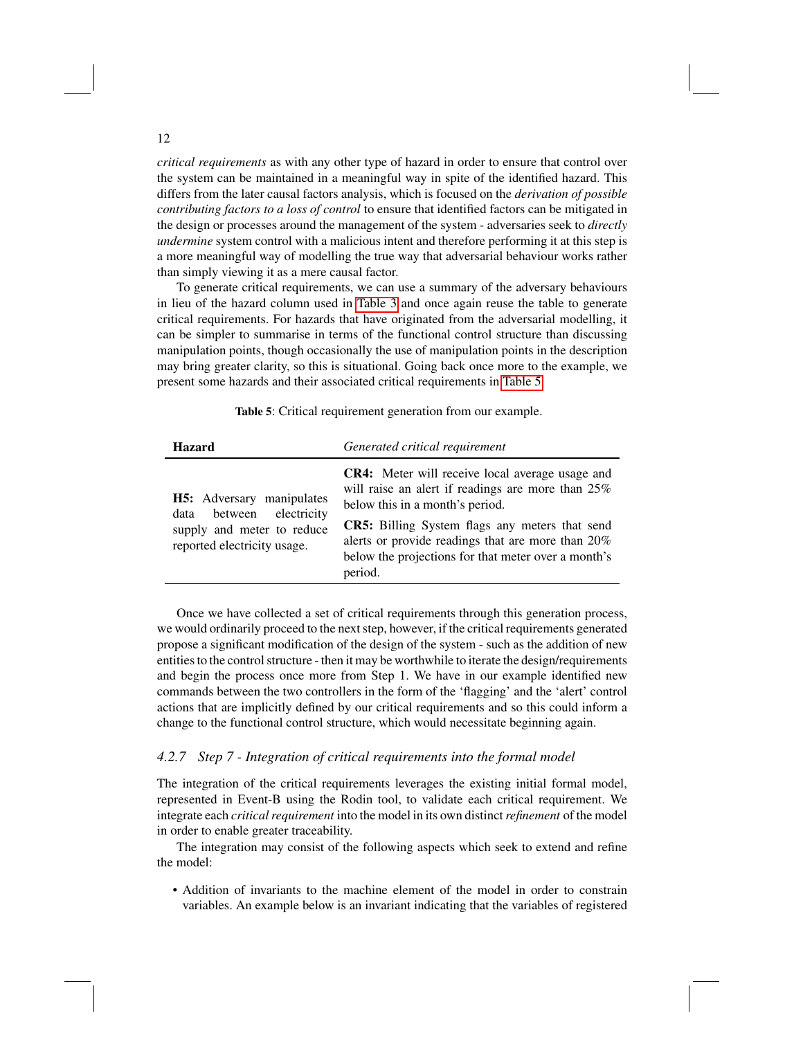*critical requirements* as with any other type of hazard in order to ensure that control over the system can be maintained in a meaningful way in spite of the identified hazard. This differs from the later causal factors analysis, which is focused on the *derivation of possible contributing factors to a loss of control* to ensure that identified factors can be mitigated in the design or processes around the management of the system - adversaries seek to *directly undermine* system control with a malicious intent and therefore performing it at this step is a more meaningful way of modelling the true way that adversarial behaviour works rather than simply viewing it as a mere causal factor.

To generate critical requirements, we can use a summary of the adversary behaviours in lieu of the hazard column used in Table 3 and once again reuse the table to generate critical requirements. For hazards that have originated from the adversarial modelling, it can be simpler to summarise in terms of the functional control structure than discussing manipulation points, though occasionally the use of manipulation points in the description may bring greater clarity, so this is situational. Going back once more to the example, we present some hazards and their associated critical requirements in Table 5.

**Table 5**: Critical requirement generation from our example.

| **Hazard** | *Generated critical requirement* |
|---|---|
| **H5:** Adversary manipulates data between electricity supply and meter to reduce reported electricity usage. | **CR4:** Meter will receive local average usage and will raise an alert if readings are more than 25% below this in a month's period. |
| | **CR5:** Billing System flags any meters that send alerts or provide readings that are more than 20% below the projections for that meter over a month's period. |

Once we have collected a set of critical requirements through this generation process, we would ordinarily proceed to the next step, however, if the critical requirements generated propose a significant modification of the design of the system - such as the addition of new entities to the control structure - then it may be worthwhile to iterate the design/requirements and begin the process once more from Step 1. We have in our example identified new commands between the two controllers in the form of the 'flagging' and the 'alert' control actions that are implicitly defined by our critical requirements and so this could inform a change to the functional control structure, which would necessitate beginning again.

### 4.2.7 *Step 7 - Integration of critical requirements into the formal model*

The integration of the critical requirements leverages the existing initial formal model, represented in Event-B using the Rodin tool, to validate each critical requirement. We integrate each *critical requirement* into the model in its own distinct *refinement* of the model in order to enable greater traceability.

The integration may consist of the following aspects which seek to extend and refine the model:

- Addition of invariants to the machine element of the model in order to constrain variables. An example below is an invariant indicating that the variables of registered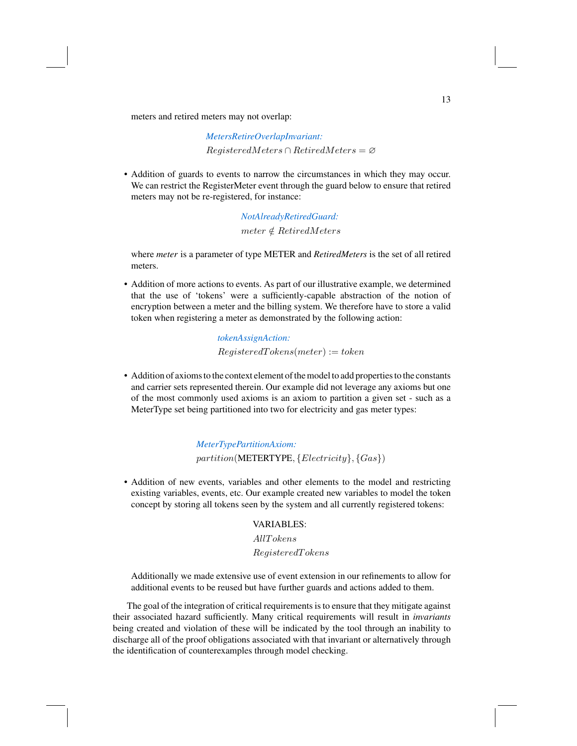meters and retired meters may not overlap:

*MetersRetireOverlapInvariant:*

$$RegisteredMeters \cap RetiredMeters = \varnothing$$

- Addition of guards to events to narrow the circumstances in which they may occur. We can restrict the RegisterMeter event through the guard below to ensure that retired meters may not be re-registered, for instance:

  *NotAlreadyRetiredGuard:*

  $$meter \notin RetiredMeters$$

  where *meter* is a parameter of type METER and *RetiredMeters* is the set of all retired meters.

- Addition of more actions to events. As part of our illustrative example, we determined that the use of 'tokens' were a sufficiently-capable abstraction of the notion of encryption between a meter and the billing system. We therefore have to store a valid token when registering a meter as demonstrated by the following action:

  *tokenAssignAction:*

  $$RegisteredTokens(meter) := token$$

- Addition of axioms to the context element of the model to add properties to the constants and carrier sets represented therein. Our example did not leverage any axioms but one of the most commonly used axioms is an axiom to partition a given set - such as a MeterType set being partitioned into two for electricity and gas meter types:

  *MeterTypePartitionAxiom:*

  $$partition(\text{METERTYPE}, \{Electricity\}, \{Gas\})$$

- Addition of new events, variables and other elements to the model and restricting existing variables, events, etc. Our example created new variables to model the token concept by storing all tokens seen by the system and all currently registered tokens:

  VARIABLES:

  $AllTokens$

  $RegisteredTokens$

  Additionally we made extensive use of event extension in our refinements to allow for additional events to be reused but have further guards and actions added to them.

The goal of the integration of critical requirements is to ensure that they mitigate against their associated hazard sufficiently. Many critical requirements will result in *invariants* being created and violation of these will be indicated by the tool through an inability to discharge all of the proof obligations associated with that invariant or alternatively through the identification of counterexamples through model checking.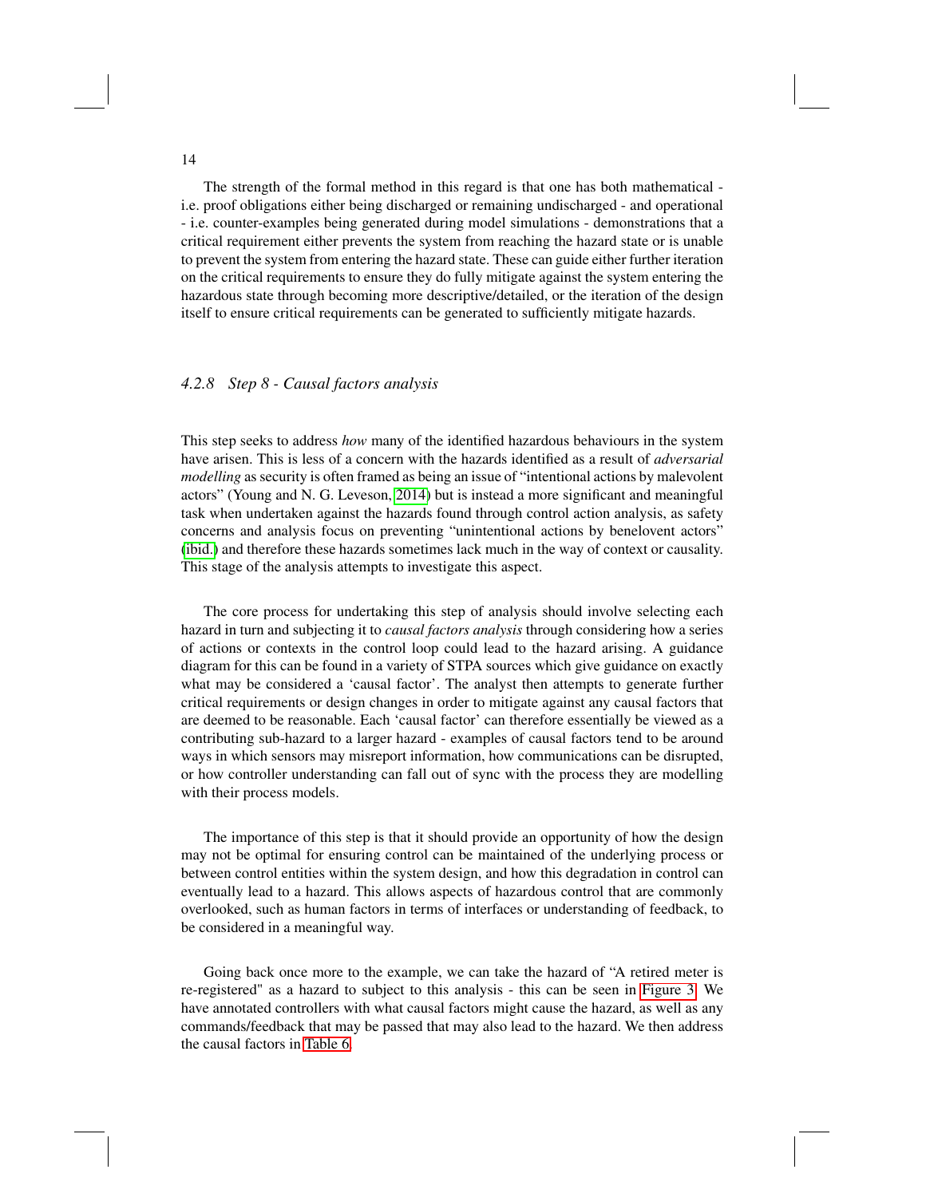The strength of the formal method in this regard is that one has both mathematical - i.e. proof obligations either being discharged or remaining undischarged - and operational - i.e. counter-examples being generated during model simulations - demonstrations that a critical requirement either prevents the system from reaching the hazard state or is unable to prevent the system from entering the hazard state. These can guide either further iteration on the critical requirements to ensure they do fully mitigate against the system entering the hazardous state through becoming more descriptive/detailed, or the iteration of the design itself to ensure critical requirements can be generated to sufficiently mitigate hazards.

#### *4.2.8 Step 8 - Causal factors analysis*

This step seeks to address *how* many of the identified hazardous behaviours in the system have arisen. This is less of a concern with the hazards identified as a result of *adversarial modelling* as security is often framed as being an issue of "intentional actions by malevolent actors" (Young and N. G. Leveson, 2014) but is instead a more significant and meaningful task when undertaken against the hazards found through control action analysis, as safety concerns and analysis focus on preventing "unintentional actions by benelovent actors" (ibid.) and therefore these hazards sometimes lack much in the way of context or causality. This stage of the analysis attempts to investigate this aspect.

The core process for undertaking this step of analysis should involve selecting each hazard in turn and subjecting it to *causal factors analysis* through considering how a series of actions or contexts in the control loop could lead to the hazard arising. A guidance diagram for this can be found in a variety of STPA sources which give guidance on exactly what may be considered a 'causal factor'. The analyst then attempts to generate further critical requirements or design changes in order to mitigate against any causal factors that are deemed to be reasonable. Each 'causal factor' can therefore essentially be viewed as a contributing sub-hazard to a larger hazard - examples of causal factors tend to be around ways in which sensors may misreport information, how communications can be disrupted, or how controller understanding can fall out of sync with the process they are modelling with their process models.

The importance of this step is that it should provide an opportunity of how the design may not be optimal for ensuring control can be maintained of the underlying process or between control entities within the system design, and how this degradation in control can eventually lead to a hazard. This allows aspects of hazardous control that are commonly overlooked, such as human factors in terms of interfaces or understanding of feedback, to be considered in a meaningful way.

Going back once more to the example, we can take the hazard of "A retired meter is re-registered" as a hazard to subject to this analysis - this can be seen in Figure 3. We have annotated controllers with what causal factors might cause the hazard, as well as any commands/feedback that may be passed that may also lead to the hazard. We then address the causal factors in Table 6.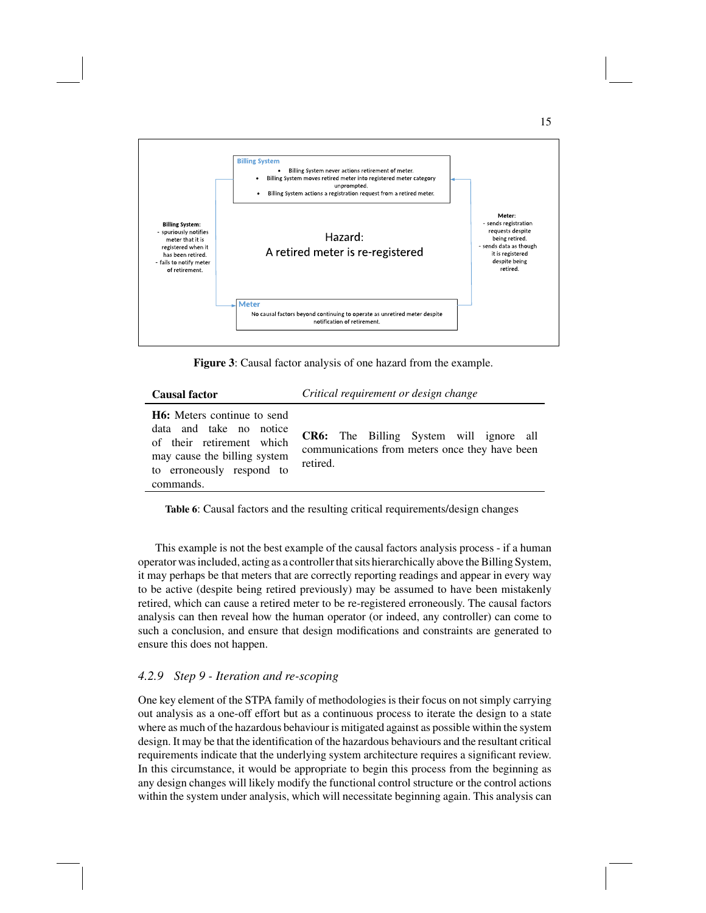Billing System

- Billing System never actions retirement of meter.
- Billing System moves retired meter into registered meter category unprompted.
- Billing System actions a registration request from a retired meter.

Billing System:
- spuriously notifies meter that it is registered when it has been retired.
- fails to notify meter of retirement.

Hazard:
A retired meter is re-registered

Meter:
- sends registration requests despite being retired.
- sends data as though it is registered despite being retired.

Meter

No causal factors beyond continuing to operate as unretired meter despite notification of retirement.

**Figure 3**: Causal factor analysis of one hazard from the example.

| **Causal factor** | *Critical requirement or design change* |
|---|---|
| **H6:** Meters continue to send data and take no notice of their retirement which may cause the billing system to erroneously respond to commands. | **CR6:** The Billing System will ignore all communications from meters once they have been retired. |

**Table 6**: Causal factors and the resulting critical requirements/design changes

This example is not the best example of the causal factors analysis process - if a human operator was included, acting as a controller that sits hierarchically above the Billing System, it may perhaps be that meters that are correctly reporting readings and appear in every way to be active (despite being retired previously) may be assumed to have been mistakenly retired, which can cause a retired meter to be re-registered erroneously. The causal factors analysis can then reveal how the human operator (or indeed, any controller) can come to such a conclusion, and ensure that design modifications and constraints are generated to ensure this does not happen.

### *4.2.9 Step 9 - Iteration and re-scoping*

One key element of the STPA family of methodologies is their focus on not simply carrying out analysis as a one-off effort but as a continuous process to iterate the design to a state where as much of the hazardous behaviour is mitigated against as possible within the system design. It may be that the identification of the hazardous behaviours and the resultant critical requirements indicate that the underlying system architecture requires a significant review. In this circumstance, it would be appropriate to begin this process from the beginning as any design changes will likely modify the functional control structure or the control actions within the system under analysis, which will necessitate beginning again. This analysis can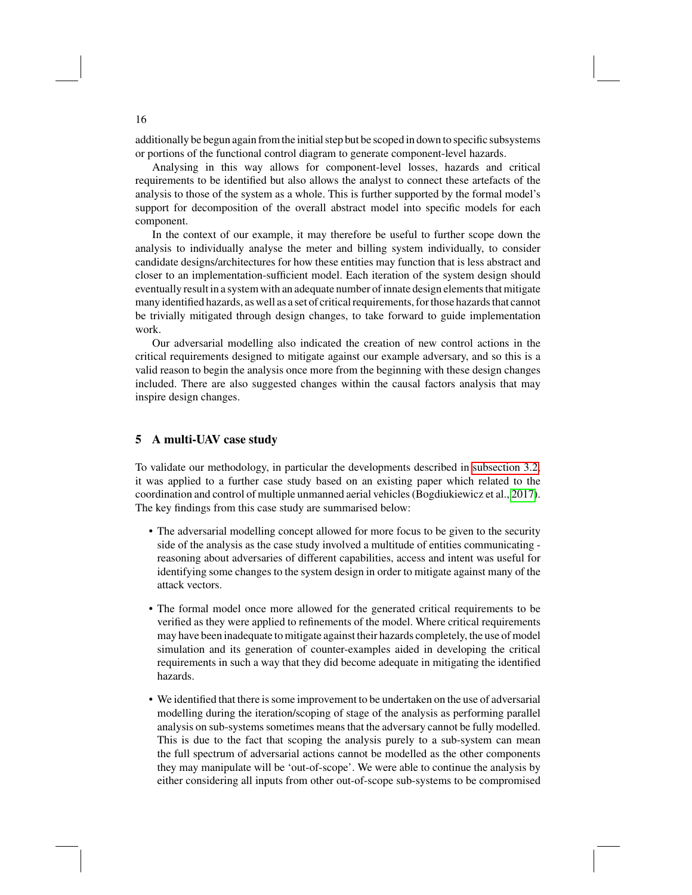additionally be begun again from the initial step but be scoped in down to specific subsystems or portions of the functional control diagram to generate component-level hazards.

Analysing in this way allows for component-level losses, hazards and critical requirements to be identified but also allows the analyst to connect these artefacts of the analysis to those of the system as a whole. This is further supported by the formal model's support for decomposition of the overall abstract model into specific models for each component.

In the context of our example, it may therefore be useful to further scope down the analysis to individually analyse the meter and billing system individually, to consider candidate designs/architectures for how these entities may function that is less abstract and closer to an implementation-sufficient model. Each iteration of the system design should eventually result in a system with an adequate number of innate design elements that mitigate many identified hazards, as well as a set of critical requirements, for those hazards that cannot be trivially mitigated through design changes, to take forward to guide implementation work.

Our adversarial modelling also indicated the creation of new control actions in the critical requirements designed to mitigate against our example adversary, and so this is a valid reason to begin the analysis once more from the beginning with these design changes included. There are also suggested changes within the causal factors analysis that may inspire design changes.

## 5 A multi-UAV case study

To validate our methodology, in particular the developments described in subsection 3.2, it was applied to a further case study based on an existing paper which related to the coordination and control of multiple unmanned aerial vehicles (Bogdiukiewicz et al., 2017). The key findings from this case study are summarised below:

- The adversarial modelling concept allowed for more focus to be given to the security side of the analysis as the case study involved a multitude of entities communicating - reasoning about adversaries of different capabilities, access and intent was useful for identifying some changes to the system design in order to mitigate against many of the attack vectors.
- The formal model once more allowed for the generated critical requirements to be verified as they were applied to refinements of the model. Where critical requirements may have been inadequate to mitigate against their hazards completely, the use of model simulation and its generation of counter-examples aided in developing the critical requirements in such a way that they did become adequate in mitigating the identified hazards.
- We identified that there is some improvement to be undertaken on the use of adversarial modelling during the iteration/scoping of stage of the analysis as performing parallel analysis on sub-systems sometimes means that the adversary cannot be fully modelled. This is due to the fact that scoping the analysis purely to a sub-system can mean the full spectrum of adversarial actions cannot be modelled as the other components they may manipulate will be 'out-of-scope'. We were able to continue the analysis by either considering all inputs from other out-of-scope sub-systems to be compromised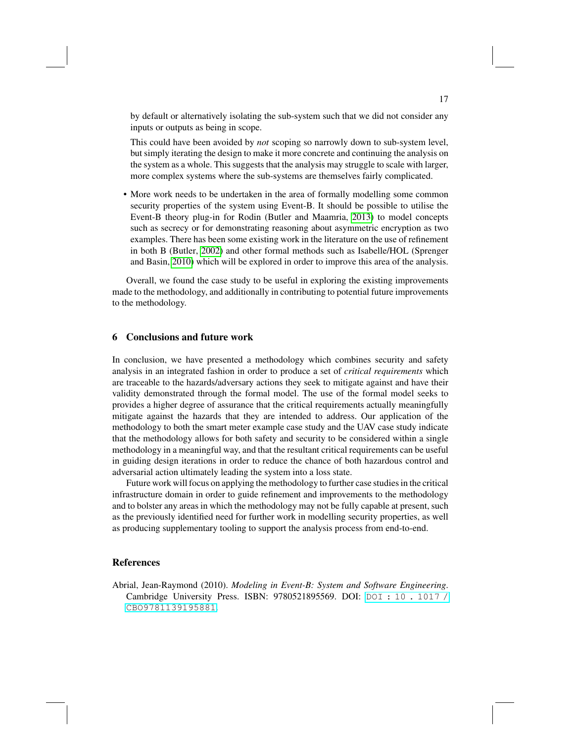by default or alternatively isolating the sub-system such that we did not consider any inputs or outputs as being in scope.

This could have been avoided by *not* scoping so narrowly down to sub-system level, but simply iterating the design to make it more concrete and continuing the analysis on the system as a whole. This suggests that the analysis may struggle to scale with larger, more complex systems where the sub-systems are themselves fairly complicated.

- More work needs to be undertaken in the area of formally modelling some common security properties of the system using Event-B. It should be possible to utilise the Event-B theory plug-in for Rodin (Butler and Maamria, 2013) to model concepts such as secrecy or for demonstrating reasoning about asymmetric encryption as two examples. There has been some existing work in the literature on the use of refinement in both B (Butler, 2002) and other formal methods such as Isabelle/HOL (Sprenger and Basin, 2010) which will be explored in order to improve this area of the analysis.

Overall, we found the case study to be useful in exploring the existing improvements made to the methodology, and additionally in contributing to potential future improvements to the methodology.

## 6 Conclusions and future work

In conclusion, we have presented a methodology which combines security and safety analysis in an integrated fashion in order to produce a set of *critical requirements* which are traceable to the hazards/adversary actions they seek to mitigate against and have their validity demonstrated through the formal model. The use of the formal model seeks to provides a higher degree of assurance that the critical requirements actually meaningfully mitigate against the hazards that they are intended to address. Our application of the methodology to both the smart meter example case study and the UAV case study indicate that the methodology allows for both safety and security to be considered within a single methodology in a meaningful way, and that the resultant critical requirements can be useful in guiding design iterations in order to reduce the chance of both hazardous control and adversarial action ultimately leading the system into a loss state.

Future work will focus on applying the methodology to further case studies in the critical infrastructure domain in order to guide refinement and improvements to the methodology and to bolster any areas in which the methodology may not be fully capable at present, such as the previously identified need for further work in modelling security properties, as well as producing supplementary tooling to support the analysis process from end-to-end.

## References

Abrial, Jean-Raymond (2010). *Modeling in Event-B: System and Software Engineering*. Cambridge University Press. ISBN: 9780521895569. DOI: DOI : 10 . 1017 / CBO9781139195881.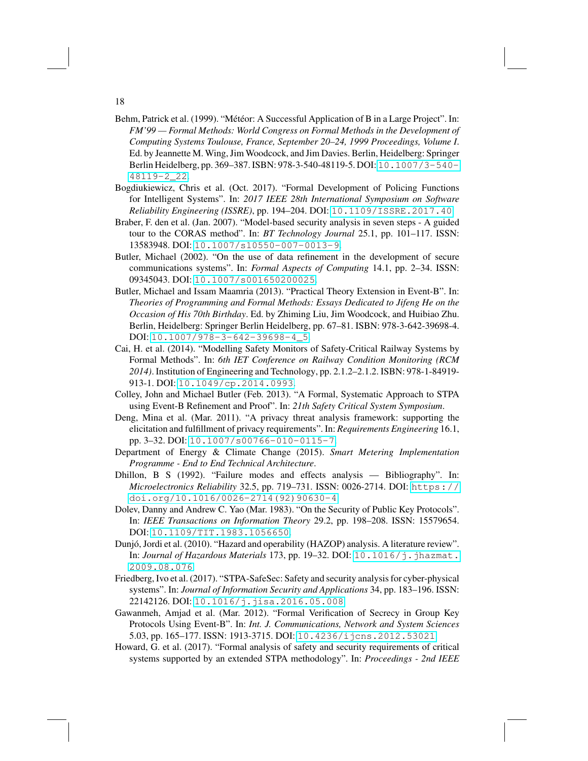Behm, Patrick et al. (1999). "Météor: A Successful Application of B in a Large Project". In: *FM'99 — Formal Methods: World Congress on Formal Methods in the Development of Computing Systems Toulouse, France, September 20–24, 1999 Proceedings, Volume I*. Ed. by Jeannette M. Wing, Jim Woodcock, and Jim Davies. Berlin, Heidelberg: Springer Berlin Heidelberg, pp. 369–387. ISBN: 978-3-540-48119-5. DOI: 10.1007/3-540-48119-2_22.

Bogdiukiewicz, Chris et al. (Oct. 2017). "Formal Development of Policing Functions for Intelligent Systems". In: *2017 IEEE 28th International Symposium on Software Reliability Engineering (ISSRE)*, pp. 194–204. DOI: 10.1109/ISSRE.2017.40.

Braber, F. den et al. (Jan. 2007). "Model-based security analysis in seven steps - A guided tour to the CORAS method". In: *BT Technology Journal* 25.1, pp. 101–117. ISSN: 13583948. DOI: 10.1007/s10550-007-0013-9.

Butler, Michael (2002). "On the use of data refinement in the development of secure communications systems". In: *Formal Aspects of Computing* 14.1, pp. 2–34. ISSN: 09345043. DOI: 10.1007/s001650200025.

Butler, Michael and Issam Maamria (2013). "Practical Theory Extension in Event-B". In: *Theories of Programming and Formal Methods: Essays Dedicated to Jifeng He on the Occasion of His 70th Birthday*. Ed. by Zhiming Liu, Jim Woodcock, and Huibiao Zhu. Berlin, Heidelberg: Springer Berlin Heidelberg, pp. 67–81. ISBN: 978-3-642-39698-4. DOI: 10.1007/978-3-642-39698-4_5.

Cai, H. et al. (2014). "Modelling Safety Monitors of Safety-Critical Railway Systems by Formal Methods". In: *6th IET Conference on Railway Condition Monitoring (RCM 2014)*. Institution of Engineering and Technology, pp. 2.1.2–2.1.2. ISBN: 978-1-84919-913-1. DOI: 10.1049/cp.2014.0993.

Colley, John and Michael Butler (Feb. 2013). "A Formal, Systematic Approach to STPA using Event-B Refinement and Proof". In: *21th Safety Critical System Symposium*.

Deng, Mina et al. (Mar. 2011). "A privacy threat analysis framework: supporting the elicitation and fulfillment of privacy requirements". In: *Requirements Engineering* 16.1, pp. 3–32. DOI: 10.1007/s00766-010-0115-7.

Department of Energy & Climate Change (2015). *Smart Metering Implementation Programme - End to End Technical Architecture*.

Dhillon, B S (1992). "Failure modes and effects analysis — Bibliography". In: *Microelectronics Reliability* 32.5, pp. 719–731. ISSN: 0026-2714. DOI: https://doi.org/10.1016/0026-2714(92)90630-4.

Dolev, Danny and Andrew C. Yao (Mar. 1983). "On the Security of Public Key Protocols". In: *IEEE Transactions on Information Theory* 29.2, pp. 198–208. ISSN: 15579654. DOI: 10.1109/TIT.1983.1056650.

Dunjó, Jordi et al. (2010). "Hazard and operability (HAZOP) analysis. A literature review". In: *Journal of Hazardous Materials* 173, pp. 19–32. DOI: 10.1016/j.jhazmat.2009.08.076.

Friedberg, Ivo et al. (2017). "STPA-SafeSec: Safety and security analysis for cyber-physical systems". In: *Journal of Information Security and Applications* 34, pp. 183–196. ISSN: 22142126. DOI: 10.1016/j.jisa.2016.05.008.

Gawanmeh, Amjad et al. (Mar. 2012). "Formal Verification of Secrecy in Group Key Protocols Using Event-B". In: *Int. J. Communications, Network and System Sciences* 5.03, pp. 165–177. ISSN: 1913-3715. DOI: 10.4236/ijcns.2012.53021.

Howard, G. et al. (2017). "Formal analysis of safety and security requirements of critical systems supported by an extended STPA methodology". In: *Proceedings - 2nd IEEE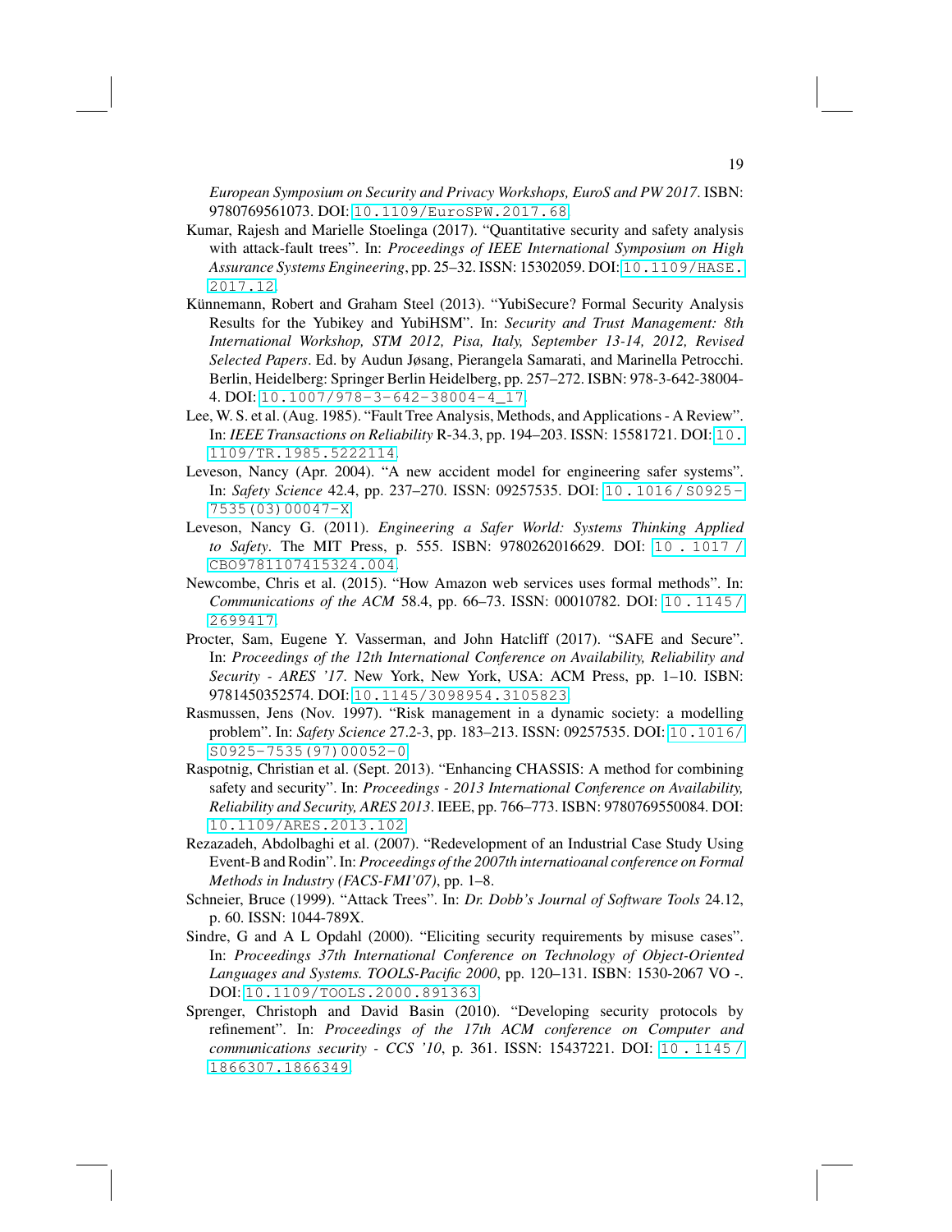*European Symposium on Security and Privacy Workshops, EuroS and PW 2017*. ISBN: 9780769561073. DOI: 10.1109/EuroSPW.2017.68.

Kumar, Rajesh and Marielle Stoelinga (2017). "Quantitative security and safety analysis with attack-fault trees". In: *Proceedings of IEEE International Symposium on High Assurance Systems Engineering*, pp. 25–32. ISSN: 15302059. DOI: 10.1109/HASE.2017.12.

Künnemann, Robert and Graham Steel (2013). "YubiSecure? Formal Security Analysis Results for the Yubikey and YubiHSM". In: *Security and Trust Management: 8th International Workshop, STM 2012, Pisa, Italy, September 13-14, 2012, Revised Selected Papers*. Ed. by Audun Jøsang, Pierangela Samarati, and Marinella Petrocchi. Berlin, Heidelberg: Springer Berlin Heidelberg, pp. 257–272. ISBN: 978-3-642-38004-4. DOI: 10.1007/978-3-642-38004-4_17.

Lee, W. S. et al. (Aug. 1985). "Fault Tree Analysis, Methods, and Applications - A Review". In: *IEEE Transactions on Reliability* R-34.3, pp. 194–203. ISSN: 15581721. DOI: 10.1109/TR.1985.5222114.

Leveson, Nancy (Apr. 2004). "A new accident model for engineering safer systems". In: *Safety Science* 42.4, pp. 237–270. ISSN: 09257535. DOI: 10.1016/S0925-7535(03)00047-X.

Leveson, Nancy G. (2011). *Engineering a Safer World: Systems Thinking Applied to Safety*. The MIT Press, p. 555. ISBN: 9780262016629. DOI: 10.1017/CBO9781107415324.004.

Newcombe, Chris et al. (2015). "How Amazon web services uses formal methods". In: *Communications of the ACM* 58.4, pp. 66–73. ISSN: 00010782. DOI: 10.1145/2699417.

Procter, Sam, Eugene Y. Vasserman, and John Hatcliff (2017). "SAFE and Secure". In: *Proceedings of the 12th International Conference on Availability, Reliability and Security - ARES '17*. New York, New York, USA: ACM Press, pp. 1–10. ISBN: 9781450352574. DOI: 10.1145/3098954.3105823.

Rasmussen, Jens (Nov. 1997). "Risk management in a dynamic society: a modelling problem". In: *Safety Science* 27.2-3, pp. 183–213. ISSN: 09257535. DOI: 10.1016/S0925-7535(97)00052-0.

Raspotnig, Christian et al. (Sept. 2013). "Enhancing CHASSIS: A method for combining safety and security". In: *Proceedings - 2013 International Conference on Availability, Reliability and Security, ARES 2013*. IEEE, pp. 766–773. ISBN: 9780769550084. DOI: 10.1109/ARES.2013.102.

Rezazadeh, Abdolbaghi et al. (2007). "Redevelopment of an Industrial Case Study Using Event-B and Rodin". In: *Proceedings of the 2007th internatioanal conference on Formal Methods in Industry (FACS-FMI'07)*, pp. 1–8.

Schneier, Bruce (1999). "Attack Trees". In: *Dr. Dobb's Journal of Software Tools* 24.12, p. 60. ISSN: 1044-789X.

Sindre, G and A L Opdahl (2000). "Eliciting security requirements by misuse cases". In: *Proceedings 37th International Conference on Technology of Object-Oriented Languages and Systems. TOOLS-Pacific 2000*, pp. 120–131. ISBN: 1530-2067 VO -. DOI: 10.1109/TOOLS.2000.891363.

Sprenger, Christoph and David Basin (2010). "Developing security protocols by refinement". In: *Proceedings of the 17th ACM conference on Computer and communications security - CCS '10*, p. 361. ISSN: 15437221. DOI: 10.1145/1866307.1866349.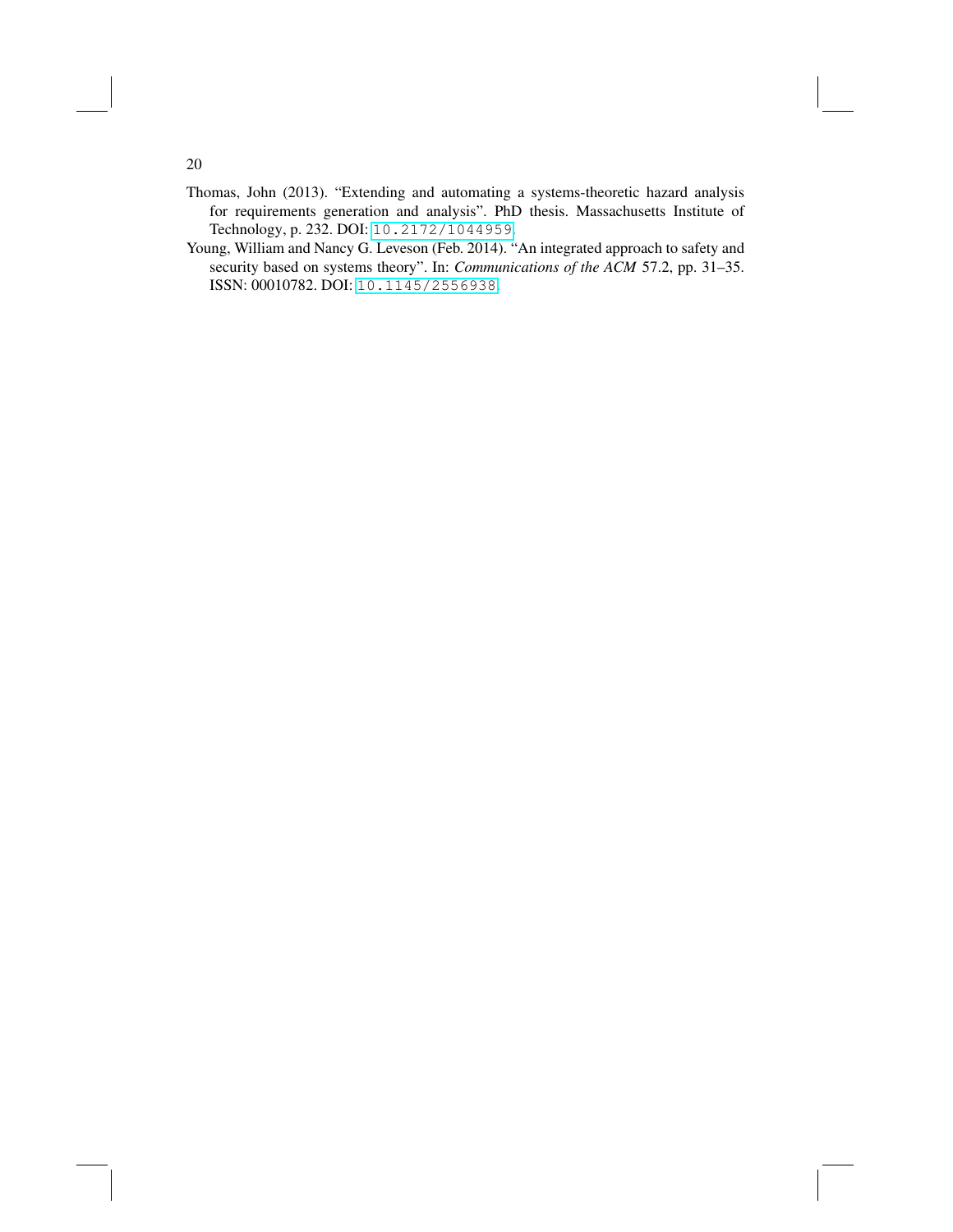Thomas, John (2013). "Extending and automating a systems-theoretic hazard analysis for requirements generation and analysis". PhD thesis. Massachusetts Institute of Technology, p. 232. DOI: 10.2172/1044959.

Young, William and Nancy G. Leveson (Feb. 2014). "An integrated approach to safety and security based on systems theory". In: *Communications of the ACM* 57.2, pp. 31–35. ISSN: 00010782. DOI: 10.1145/2556938.